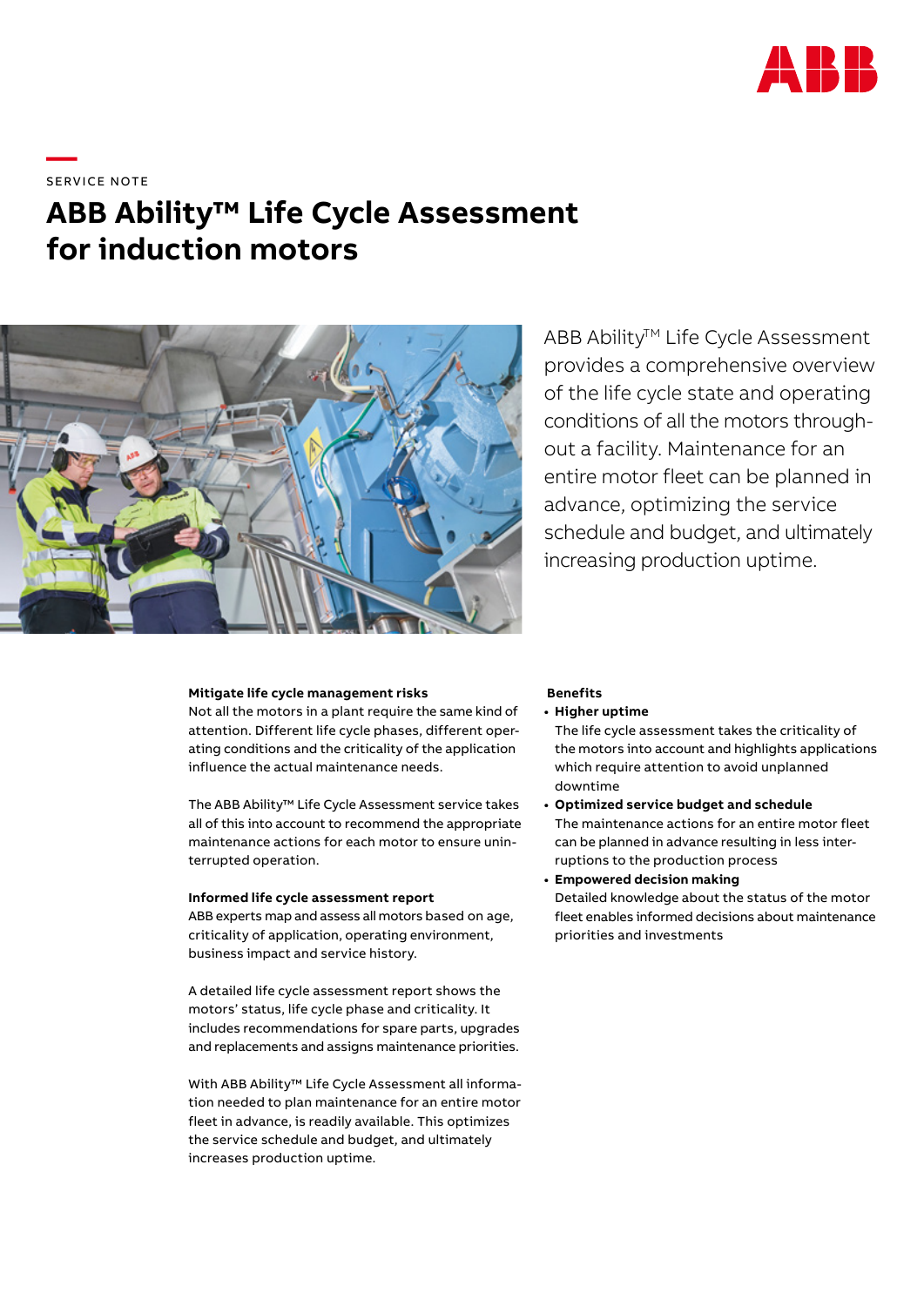SERVICE NOTE

# ABB Ability™ Life Cycle Assessment for induction motors

ABB Ability™ Life Cycle Assessment provides a comprehensive overview of the life cycle state and operating conditions of all the motors throughout a facility. Maintenance for an entire motor fleet can be planned in advance, optimizing the service schedule and budget, and ultimately increasing production uptime.

**Mitigate life cycle management risks**

Not all the motors in a plant require the same kind of attention. Different life cycle phases, different operating conditions and the criticality of the application influence the actual maintenance needs.

The ABB Ability™ Life Cycle Assessment service takes all of this into account to recommend the appropriate maintenance actions for each motor to ensure uninterrupted operation.

**Informed life cycle assessment report**

ABB experts map and assess all motors based on age, criticality of application, operating environment, business impact and service history.

A detailed life cycle assessment report shows the motors' status, life cycle phase and criticality. It includes recommendations for spare parts, upgrades and replacements and assigns maintenance priorities.

With ABB Ability™ Life Cycle Assessment all information needed to plan maintenance for an entire motor fleet in advance, is readily available. This optimizes the service schedule and budget, and ultimately increases production uptime.

**Benefits**

- **Higher uptime**
  The life cycle assessment takes the criticality of the motors into account and highlights applications which require attention to avoid unplanned downtime
- **Optimized service budget and schedule**
  The maintenance actions for an entire motor fleet can be planned in advance resulting in less interruptions to the production process
- **Empowered decision making**
  Detailed knowledge about the status of the motor fleet enables informed decisions about maintenance priorities and investments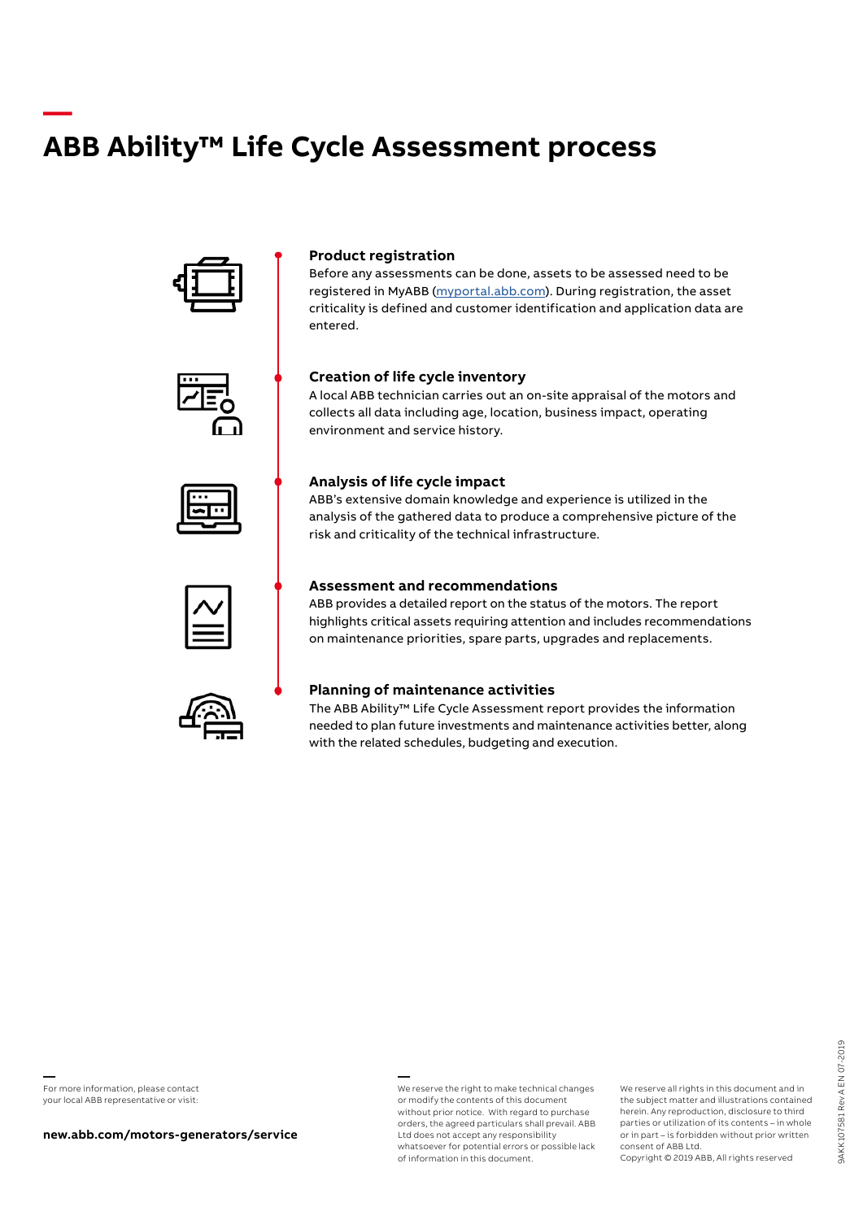# ABB Ability™ Life Cycle Assessment process

### Product registration

Before any assessments can be done, assets to be assessed need to be registered in MyABB (myportal.abb.com). During registration, the asset criticality is defined and customer identification and application data are entered.

### Creation of life cycle inventory

A local ABB technician carries out an on-site appraisal of the motors and collects all data including age, location, business impact, operating environment and service history.

### Analysis of life cycle impact

ABB's extensive domain knowledge and experience is utilized in the analysis of the gathered data to produce a comprehensive picture of the risk and criticality of the technical infrastructure.

### Assessment and recommendations

ABB provides a detailed report on the status of the motors. The report highlights critical assets requiring attention and includes recommendations on maintenance priorities, spare parts, upgrades and replacements.

### Planning of maintenance activities

The ABB Ability™ Life Cycle Assessment report provides the information needed to plan future investments and maintenance activities better, along with the related schedules, budgeting and execution.

For more information, please contact your local ABB representative or visit:

**new.abb.com/motors-generators/service**

We reserve the right to make technical changes or modify the contents of this document without prior notice. With regard to purchase orders, the agreed particulars shall prevail. ABB Ltd does not accept any responsibility whatsoever for potential errors or possible lack of information in this document.

We reserve all rights in this document and in the subject matter and illustrations contained herein. Any reproduction, disclosure to third parties or utilization of its contents – in whole or in part – is forbidden without prior written consent of ABB Ltd.
Copyright © 2019 ABB, All rights reserved

9AKK107581 Rev A EN 07-2019